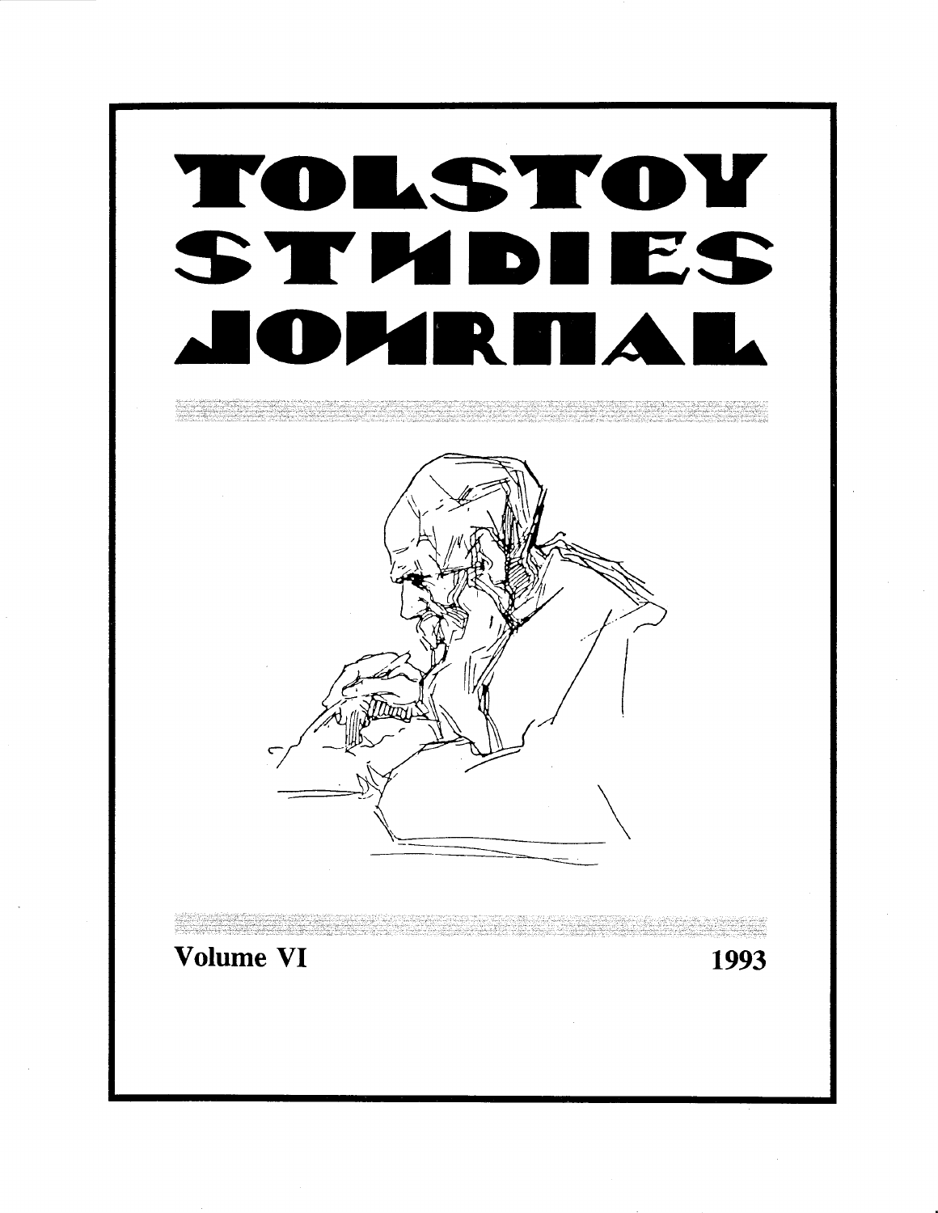# TOLSTOY STUDIES JOURNAL

Volume VI

1993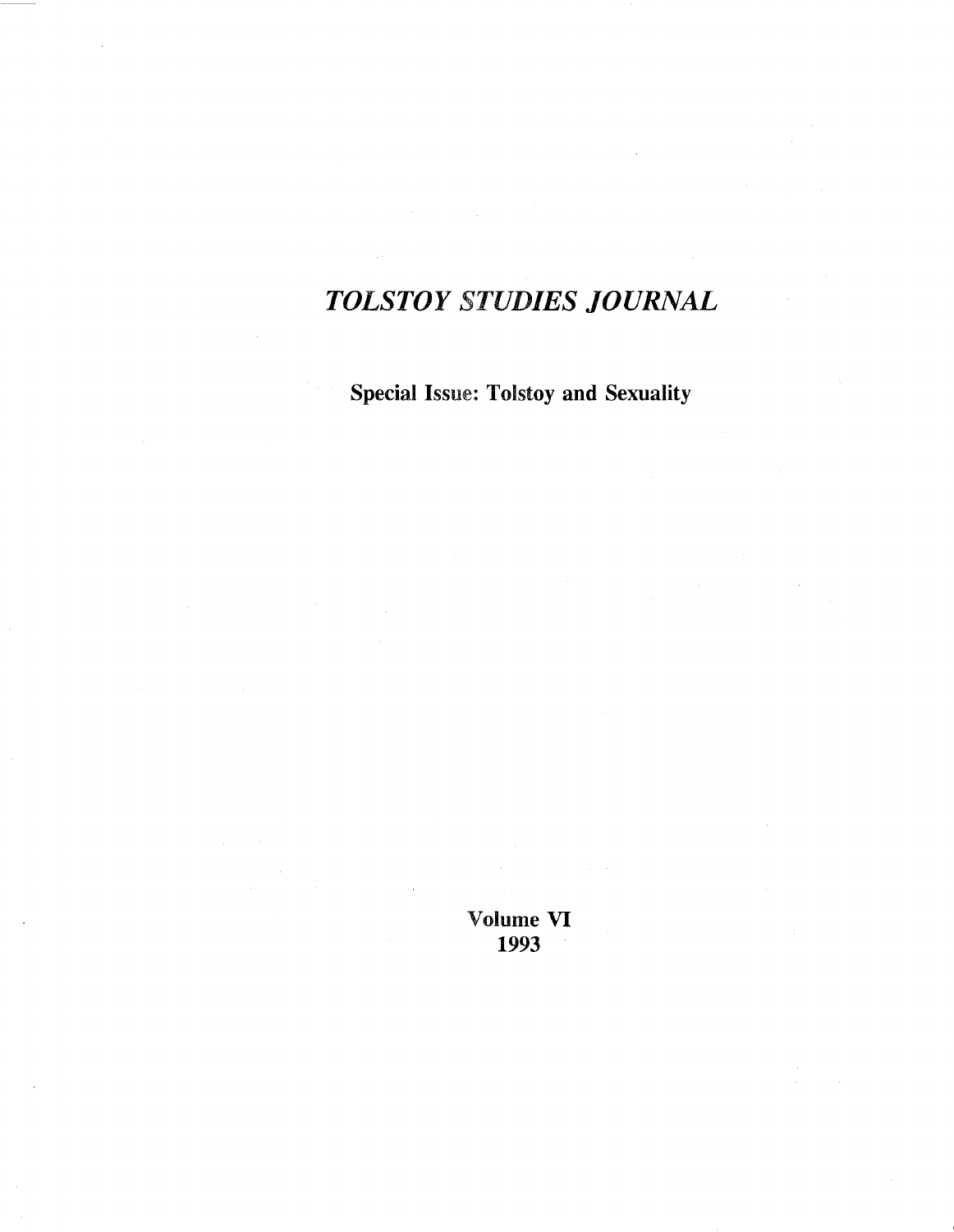# *TOLSTOY STUDIES JOURNAL*

**Special Issue: Tolstoy and Sexuality**

**Volume VI**
**1993**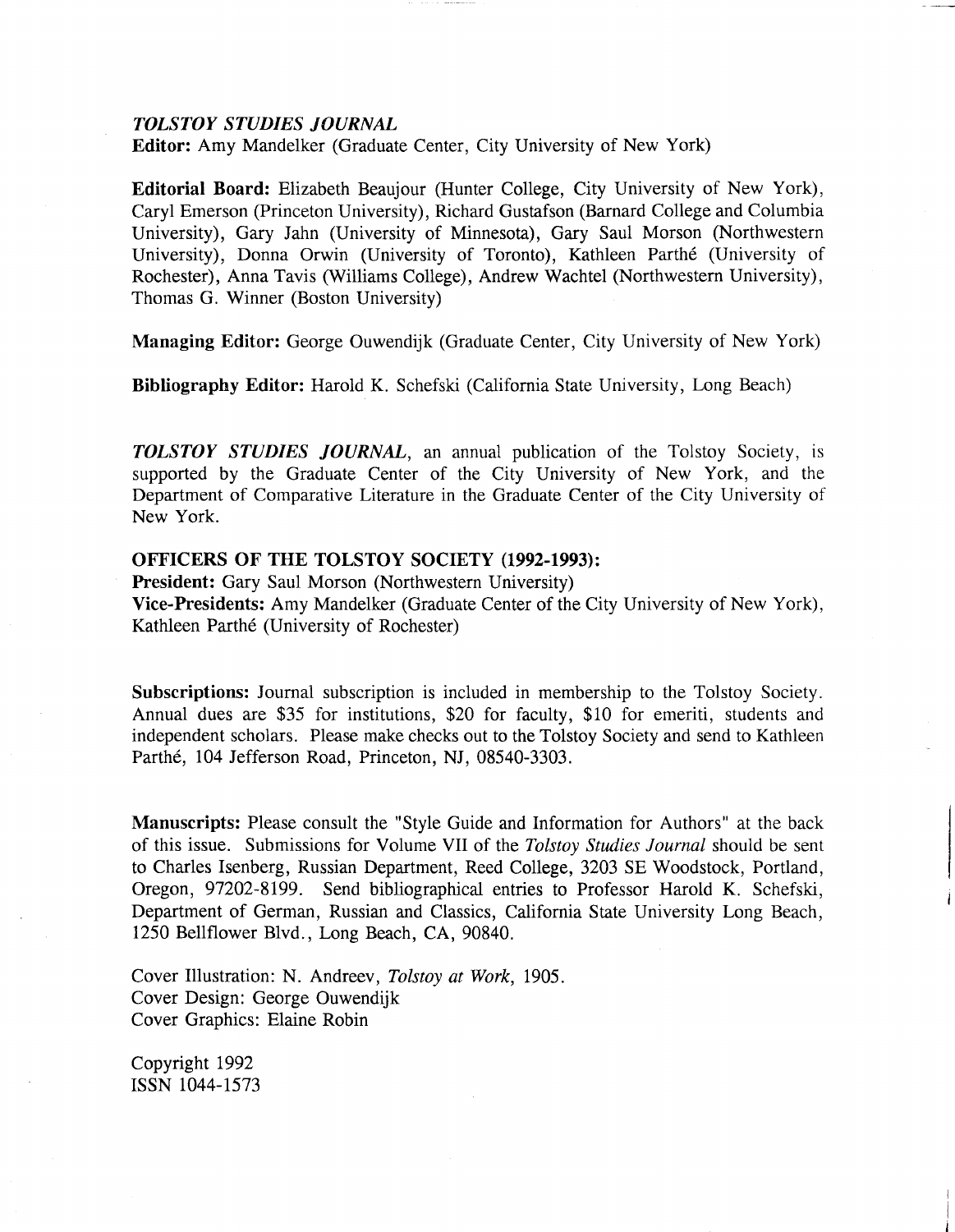*TOLSTOY STUDIES JOURNAL*

**Editor:** Amy Mandelker (Graduate Center, City University of New York)

**Editorial Board:** Elizabeth Beaujour (Hunter College, City University of New York), Caryl Emerson (Princeton University), Richard Gustafson (Barnard College and Columbia University), Gary Jahn (University of Minnesota), Gary Saul Morson (Northwestern University), Donna Orwin (University of Toronto), Kathleen Parthé (University of Rochester), Anna Tavis (Williams College), Andrew Wachtel (Northwestern University), Thomas G. Winner (Boston University)

**Managing Editor:** George Ouwendijk (Graduate Center, City University of New York)

**Bibliography Editor:** Harold K. Schefski (California State University, Long Beach)

***TOLSTOY STUDIES JOURNAL***, an annual publication of the Tolstoy Society, is supported by the Graduate Center of the City University of New York, and the Department of Comparative Literature in the Graduate Center of the City University of New York.

**OFFICERS OF THE TOLSTOY SOCIETY (1992-1993):**

**President:** Gary Saul Morson (Northwestern University)

**Vice-Presidents:** Amy Mandelker (Graduate Center of the City University of New York), Kathleen Parthé (University of Rochester)

**Subscriptions:** Journal subscription is included in membership to the Tolstoy Society. Annual dues are $35 for institutions, $20 for faculty, $10 for emeriti, students and independent scholars. Please make checks out to the Tolstoy Society and send to Kathleen Parthé, 104 Jefferson Road, Princeton, NJ, 08540-3303.

**Manuscripts:** Please consult the "Style Guide and Information for Authors" at the back of this issue. Submissions for Volume VII of the *Tolstoy Studies Journal* should be sent to Charles Isenberg, Russian Department, Reed College, 3203 SE Woodstock, Portland, Oregon, 97202-8199. Send bibliographical entries to Professor Harold K. Schefski, Department of German, Russian and Classics, California State University Long Beach, 1250 Bellflower Blvd., Long Beach, CA, 90840.

Cover Illustration: N. Andreev, *Tolstoy at Work*, 1905.
Cover Design: George Ouwendijk
Cover Graphics: Elaine Robin

Copyright 1992
ISSN 1044-1573